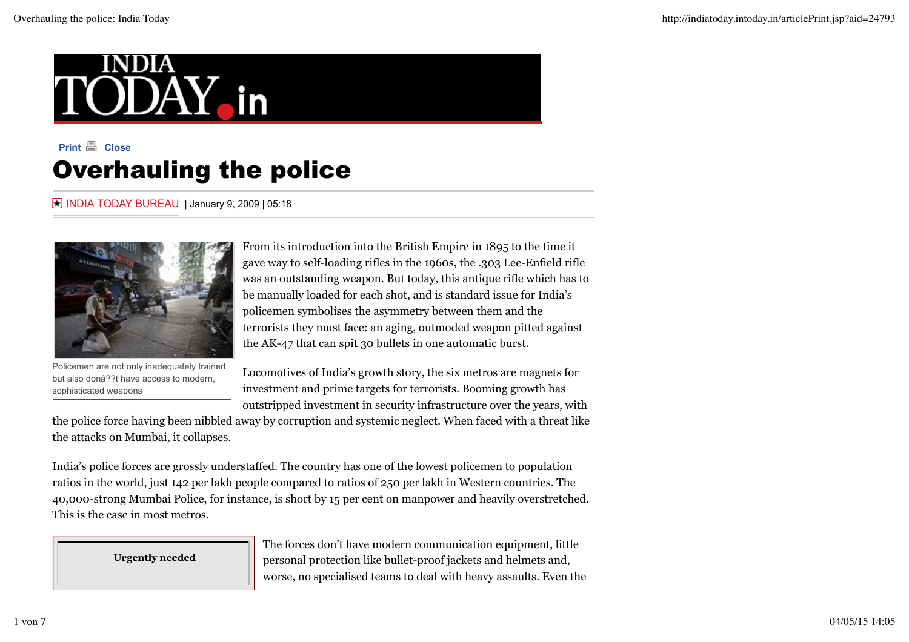Print Close

# Overhauling the police

INDIA TODAY BUREAU | January 9, 2009 | 05:18

Policemen are not only inadequately trained but also donâ??t have access to modern, sophisticated weapons

From its introduction into the British Empire in 1895 to the time it gave way to self-loading rifles in the 1960s, the .303 Lee-Enfield rifle was an outstanding weapon. But today, this antique rifle which has to be manually loaded for each shot, and is standard issue for India's policemen symbolises the asymmetry between them and the terrorists they must face: an aging, outmoded weapon pitted against the AK-47 that can spit 30 bullets in one automatic burst.

Locomotives of India's growth story, the six metros are magnets for investment and prime targets for terrorists. Booming growth has outstripped investment in security infrastructure over the years, with the police force having been nibbled away by corruption and systemic neglect. When faced with a threat like the attacks on Mumbai, it collapses.

India's police forces are grossly understaffed. The country has one of the lowest policemen to population ratios in the world, just 142 per lakh people compared to ratios of 250 per lakh in Western countries. The 40,000-strong Mumbai Police, for instance, is short by 15 per cent on manpower and heavily overstretched. This is the case in most metros.

**Urgently needed**

The forces don't have modern communication equipment, little personal protection like bullet-proof jackets and helmets and, worse, no specialised teams to deal with heavy assaults. Even the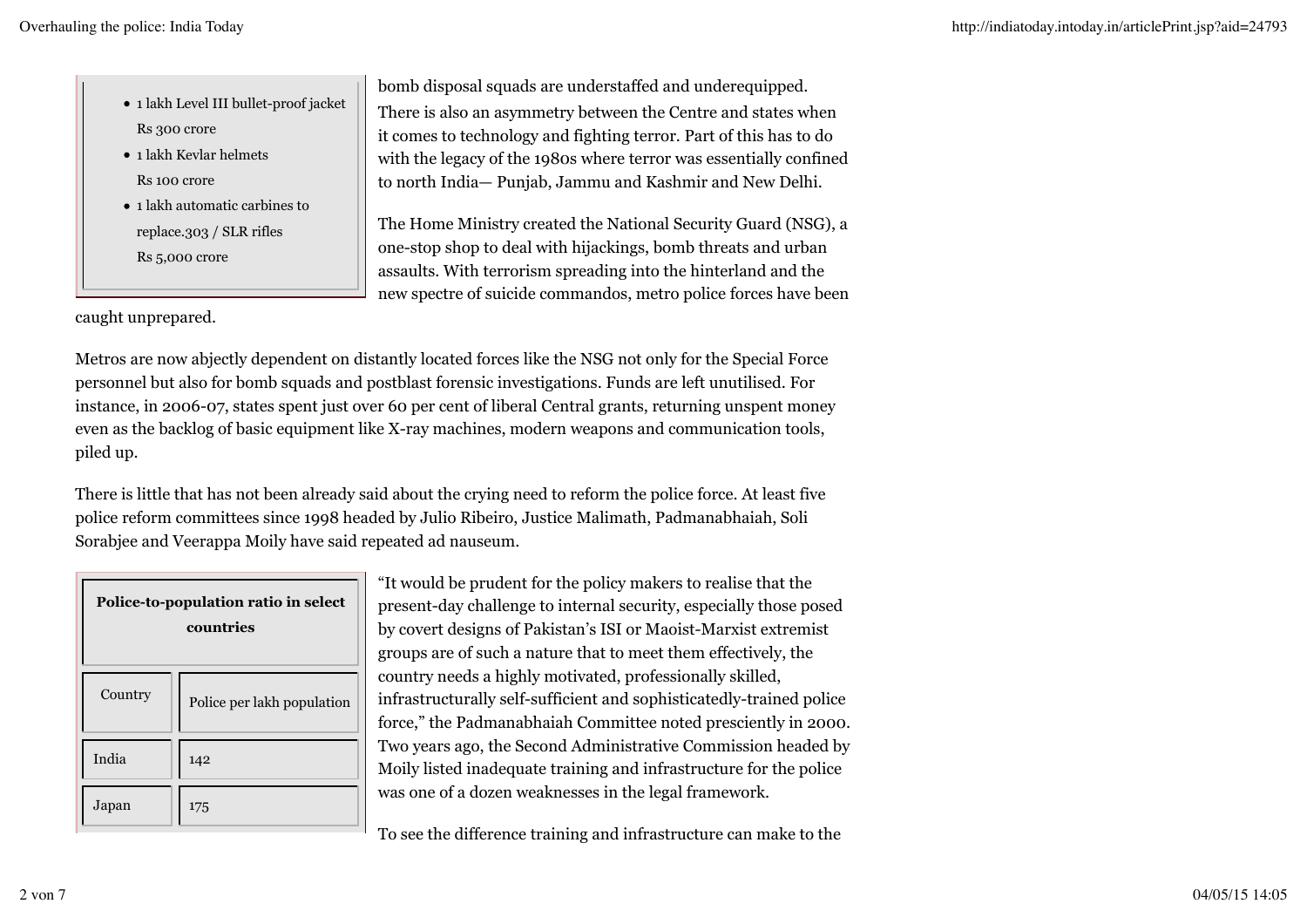- 1 lakh Level III bullet-proof jacket
  Rs 300 crore
- 1 lakh Kevlar helmets
  Rs 100 crore
- 1 lakh automatic carbines to replace.303 / SLR rifles
  Rs 5,000 crore

bomb disposal squads are understaffed and underequipped.

There is also an asymmetry between the Centre and states when it comes to technology and fighting terror. Part of this has to do with the legacy of the 1980s where terror was essentially confined to north India— Punjab, Jammu and Kashmir and New Delhi.

The Home Ministry created the National Security Guard (NSG), a one-stop shop to deal with hijackings, bomb threats and urban assaults. With terrorism spreading into the hinterland and the new spectre of suicide commandos, metro police forces have been caught unprepared.

Metros are now abjectly dependent on distantly located forces like the NSG not only for the Special Force personnel but also for bomb squads and postblast forensic investigations. Funds are left unutilised. For instance, in 2006-07, states spent just over 60 per cent of liberal Central grants, returning unspent money even as the backlog of basic equipment like X-ray machines, modern weapons and communication tools, piled up.

There is little that has not been already said about the crying need to reform the police force. At least five police reform committees since 1998 headed by Julio Ribeiro, Justice Malimath, Padmanabhaiah, Soli Sorabjee and Veerappa Moily have said repeated ad nauseum.

**Police-to-population ratio in select countries**

| Country | Police per lakh population |
|---|---|
| India | 142 |
| Japan | 175 |

“It would be prudent for the policy makers to realise that the present-day challenge to internal security, especially those posed by covert designs of Pakistan’s ISI or Maoist-Marxist extremist groups are of such a nature that to meet them effectively, the country needs a highly motivated, professionally skilled, infrastructurally self-sufficient and sophisticatedly-trained police force,” the Padmanabhaiah Committee noted presciently in 2000. Two years ago, the Second Administrative Commission headed by Moily listed inadequate training and infrastructure for the police was one of a dozen weaknesses in the legal framework.

To see the difference training and infrastructure can make to the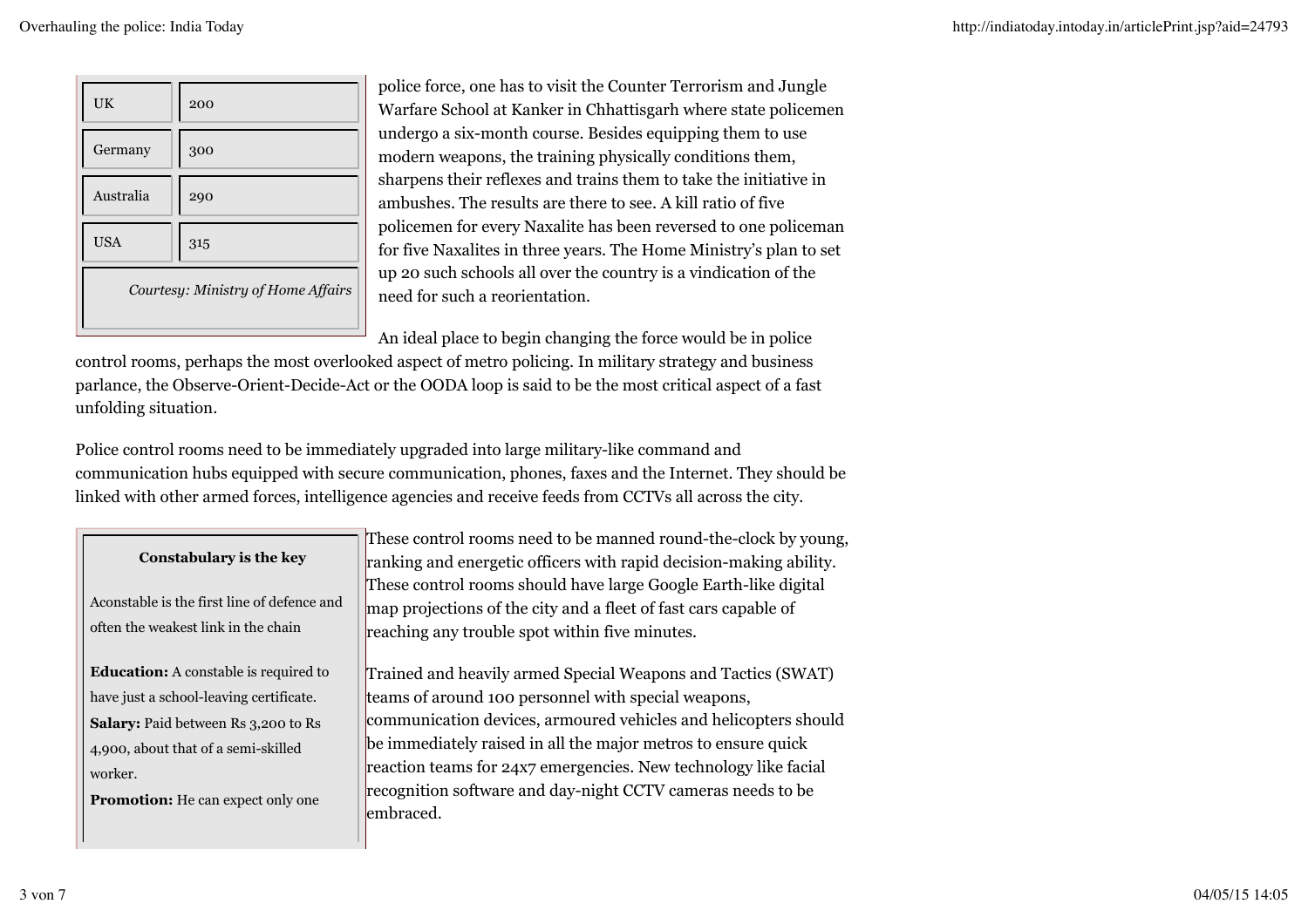| | |
|---|---|
| UK | 200 |
| Germany | 300 |
| Australia | 290 |
| USA | 315 |

*Courtesy: Ministry of Home Affairs*

police force, one has to visit the Counter Terrorism and Jungle Warfare School at Kanker in Chhattisgarh where state policemen undergo a six-month course. Besides equipping them to use modern weapons, the training physically conditions them, sharpens their reflexes and trains them to take the initiative in ambushes. The results are there to see. A kill ratio of five policemen for every Naxalite has been reversed to one policeman for five Naxalites in three years. The Home Ministry's plan to set up 20 such schools all over the country is a vindication of the need for such a reorientation.

An ideal place to begin changing the force would be in police control rooms, perhaps the most overlooked aspect of metro policing. In military strategy and business parlance, the Observe-Orient-Decide-Act or the OODA loop is said to be the most critical aspect of a fast unfolding situation.

Police control rooms need to be immediately upgraded into large military-like command and communication hubs equipped with secure communication, phones, faxes and the Internet. They should be linked with other armed forces, intelligence agencies and receive feeds from CCTVs all across the city.

**Constabulary is the key**

Aconstable is the first line of defence and often the weakest link in the chain

**Education:** A constable is required to have just a school-leaving certificate.

**Salary:** Paid between Rs 3,200 to Rs 4,900, about that of a semi-skilled worker.

**Promotion:** He can expect only one

These control rooms need to be manned round-the-clock by young, ranking and energetic officers with rapid decision-making ability. These control rooms should have large Google Earth-like digital map projections of the city and a fleet of fast cars capable of reaching any trouble spot within five minutes.

Trained and heavily armed Special Weapons and Tactics (SWAT) teams of around 100 personnel with special weapons, communication devices, armoured vehicles and helicopters should be immediately raised in all the major metros to ensure quick reaction teams for 24x7 emergencies. New technology like facial recognition software and day-night CCTV cameras needs to be embraced.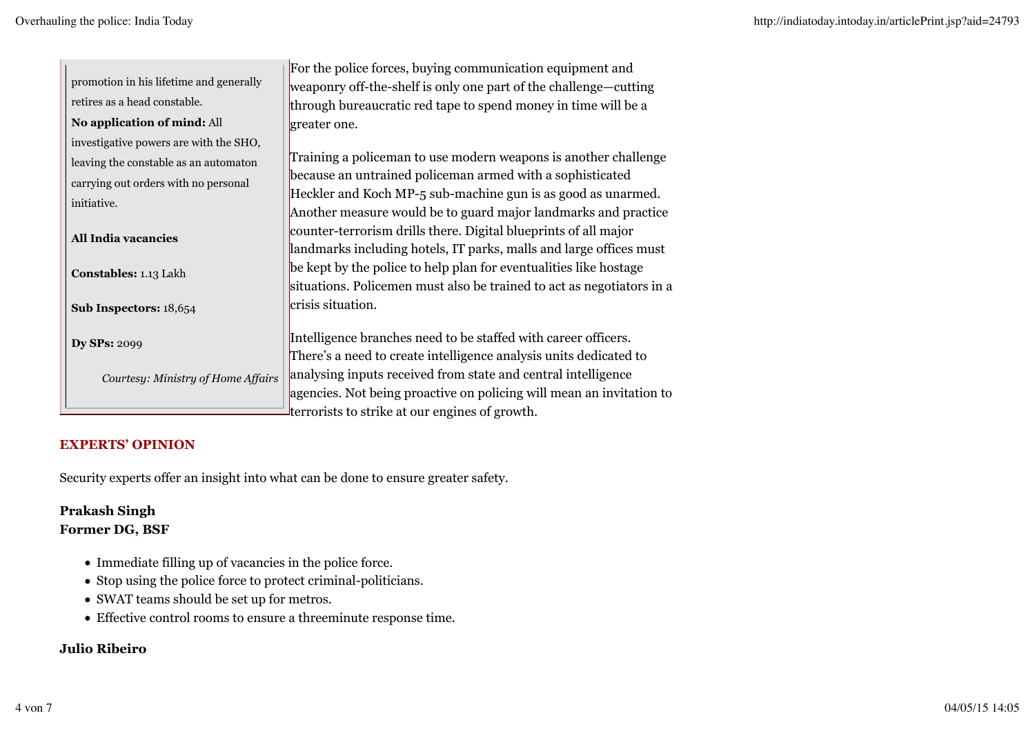promotion in his lifetime and generally retires as a head constable.

**No application of mind:** All investigative powers are with the SHO, leaving the constable as an automaton carrying out orders with no personal initiative.

**All India vacancies**

**Constables:** 1.13 Lakh

**Sub Inspectors:** 18,654

**Dy SPs:** 2099

*Courtesy: Ministry of Home Affairs*

For the police forces, buying communication equipment and weaponry off-the-shelf is only one part of the challenge—cutting through bureaucratic red tape to spend money in time will be a greater one.

Training a policeman to use modern weapons is another challenge because an untrained policeman armed with a sophisticated Heckler and Koch MP-5 sub-machine gun is as good as unarmed. Another measure would be to guard major landmarks and practice counter-terrorism drills there. Digital blueprints of all major landmarks including hotels, IT parks, malls and large offices must be kept by the police to help plan for eventualities like hostage situations. Policemen must also be trained to act as negotiators in a crisis situation.

Intelligence branches need to be staffed with career officers. There's a need to create intelligence analysis units dedicated to analysing inputs received from state and central intelligence agencies. Not being proactive on policing will mean an invitation to terrorists to strike at our engines of growth.

## EXPERTS' OPINION

Security experts offer an insight into what can be done to ensure greater safety.

**Prakash Singh**
**Former DG, BSF**

- Immediate filling up of vacancies in the police force.
- Stop using the police force to protect criminal-politicians.
- SWAT teams should be set up for metros.
- Effective control rooms to ensure a threeminute response time.

**Julio Ribeiro**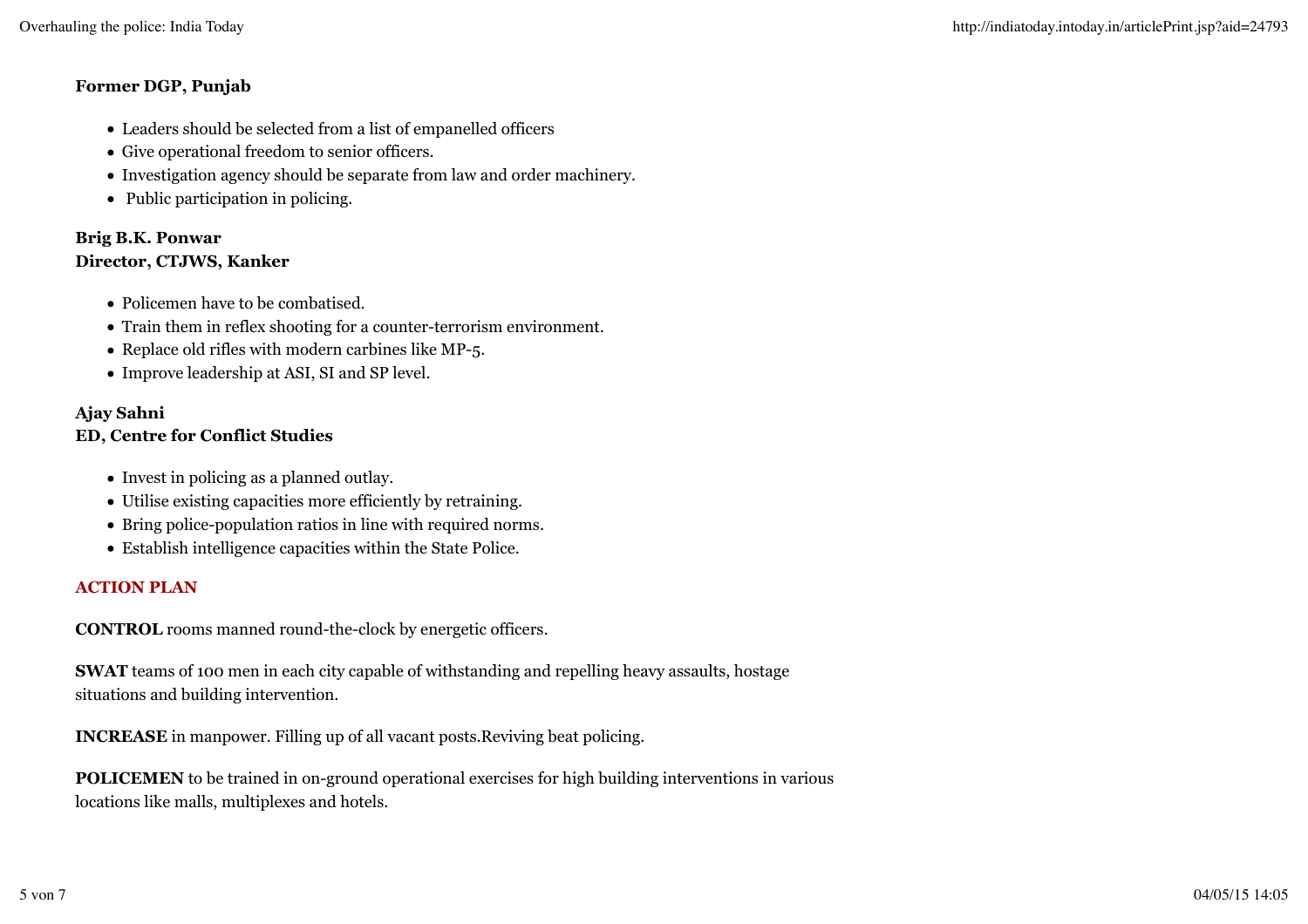**Former DGP, Punjab**

- Leaders should be selected from a list of empanelled officers
- Give operational freedom to senior officers.
- Investigation agency should be separate from law and order machinery.
- Public participation in policing.

**Brig B.K. Ponwar**
**Director, CTJWS, Kanker**

- Policemen have to be combatised.
- Train them in reflex shooting for a counter-terrorism environment.
- Replace old rifles with modern carbines like MP-5.
- Improve leadership at ASI, SI and SP level.

**Ajay Sahni**
**ED, Centre for Conflict Studies**

- Invest in policing as a planned outlay.
- Utilise existing capacities more efficiently by retraining.
- Bring police-population ratios in line with required norms.
- Establish intelligence capacities within the State Police.

**ACTION PLAN**

**CONTROL** rooms manned round-the-clock by energetic officers.

**SWAT** teams of 100 men in each city capable of withstanding and repelling heavy assaults, hostage situations and building intervention.

**INCREASE** in manpower. Filling up of all vacant posts.Reviving beat policing.

**POLICEMEN** to be trained in on-ground operational exercises for high building interventions in various locations like malls, multiplexes and hotels.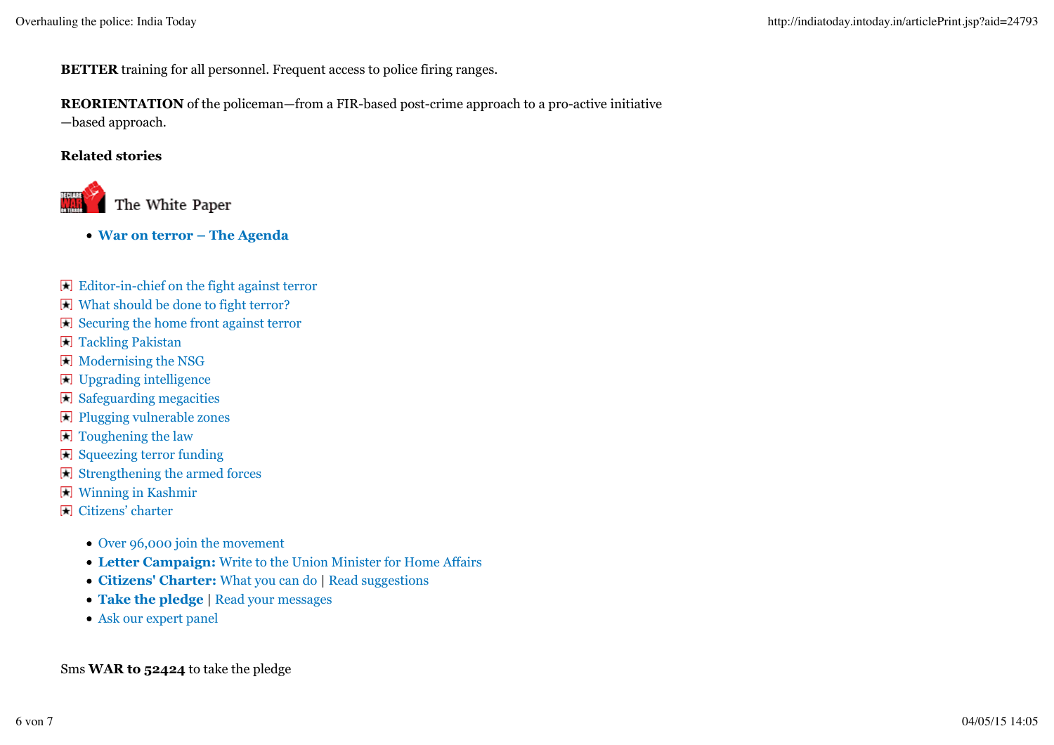**BETTER** training for all personnel. Frequent access to police firing ranges.

**REORIENTATION** of the policeman—from a FIR-based post-crime approach to a pro-active initiative—based approach.

**Related stories**

The White Paper

- **War on terror – The Agenda**

- Editor-in-chief on the fight against terror
- What should be done to fight terror?
- Securing the home front against terror
- Tackling Pakistan
- Modernising the NSG
- Upgrading intelligence
- Safeguarding megacities
- Plugging vulnerable zones
- Toughening the law
- Squeezing terror funding
- Strengthening the armed forces
- Winning in Kashmir
- Citizens' charter

- Over 96,000 join the movement
- **Letter Campaign:** Write to the Union Minister for Home Affairs
- **Citizens' Charter:** What you can do | Read suggestions
- **Take the pledge** | Read your messages
- Ask our expert panel

Sms **WAR to 52424** to take the pledge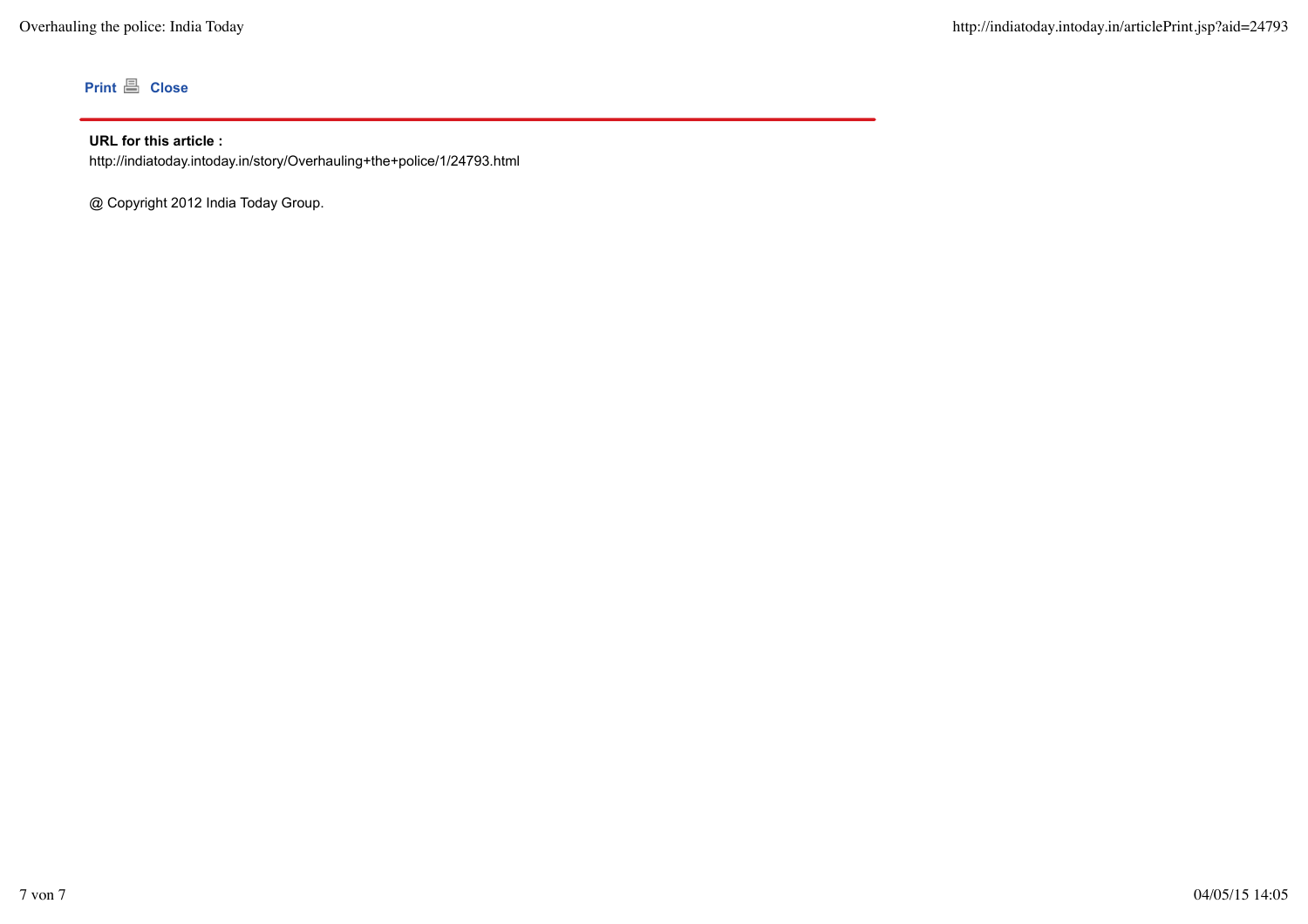Print Close

**URL for this article :**
http://indiatoday.intoday.in/story/Overhauling+the+police/1/24793.html

@ Copyright 2012 India Today Group.